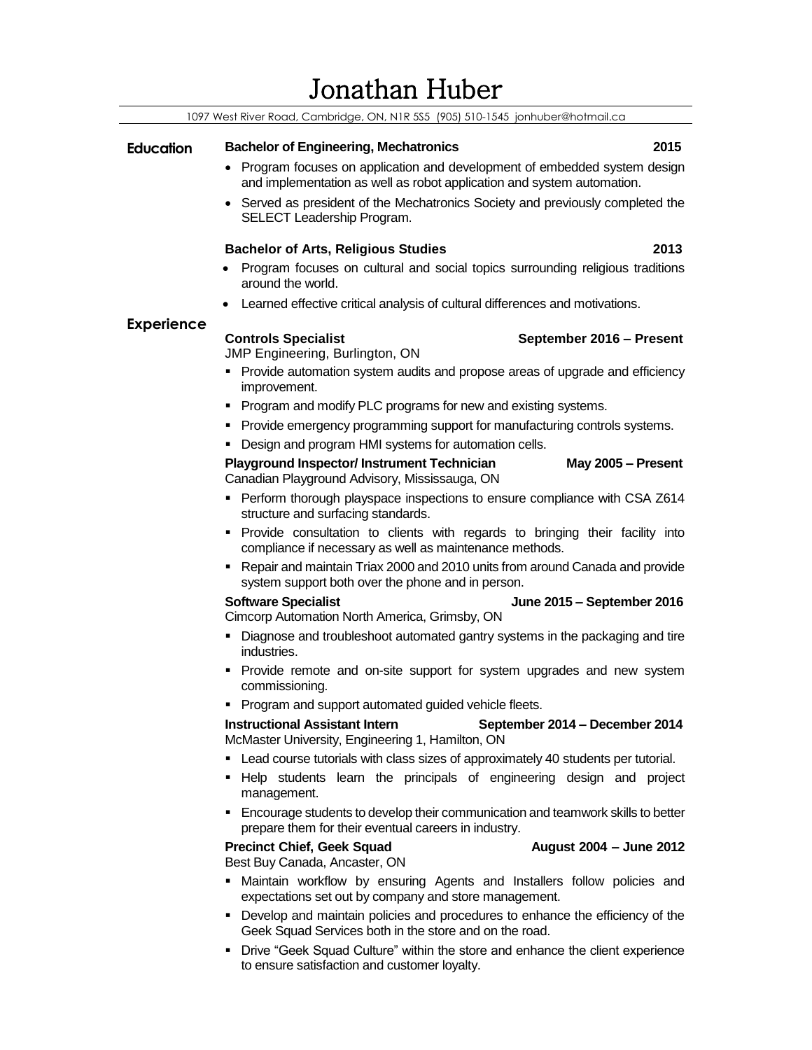# Jonathan Huber

1097 West River Road, Cambridge, ON, N1R 5S5 (905) 510-1545 jonhuber@hotmail.ca

## Education

**Bachelor of Engineering, Mechatronics** **2015**

- Program focuses on application and development of embedded system design and implementation as well as robot application and system automation.
- Served as president of the Mechatronics Society and previously completed the SELECT Leadership Program.

**Bachelor of Arts, Religious Studies** **2013**

- Program focuses on cultural and social topics surrounding religious traditions around the world.
- Learned effective critical analysis of cultural differences and motivations.

## Experience

**Controls Specialist** **September 2016 – Present**
JMP Engineering, Burlington, ON

- Provide automation system audits and propose areas of upgrade and efficiency improvement.
- Program and modify PLC programs for new and existing systems.
- Provide emergency programming support for manufacturing controls systems.
- Design and program HMI systems for automation cells.

**Playground Inspector/ Instrument Technician** **May 2005 – Present**
Canadian Playground Advisory, Mississauga, ON

- Perform thorough playspace inspections to ensure compliance with CSA Z614 structure and surfacing standards.
- Provide consultation to clients with regards to bringing their facility into compliance if necessary as well as maintenance methods.
- Repair and maintain Triax 2000 and 2010 units from around Canada and provide system support both over the phone and in person.

**Software Specialist** **June 2015 – September 2016**
Cimcorp Automation North America, Grimsby, ON

- Diagnose and troubleshoot automated gantry systems in the packaging and tire industries.
- Provide remote and on-site support for system upgrades and new system commissioning.
- Program and support automated guided vehicle fleets.

**Instructional Assistant Intern** **September 2014 – December 2014**
McMaster University, Engineering 1, Hamilton, ON

- Lead course tutorials with class sizes of approximately 40 students per tutorial.
- Help students learn the principals of engineering design and project management.
- Encourage students to develop their communication and teamwork skills to better prepare them for their eventual careers in industry.

**Precinct Chief, Geek Squad** **August 2004 – June 2012**
Best Buy Canada, Ancaster, ON

- Maintain workflow by ensuring Agents and Installers follow policies and expectations set out by company and store management.
- Develop and maintain policies and procedures to enhance the efficiency of the Geek Squad Services both in the store and on the road.
- Drive "Geek Squad Culture" within the store and enhance the client experience to ensure satisfaction and customer loyalty.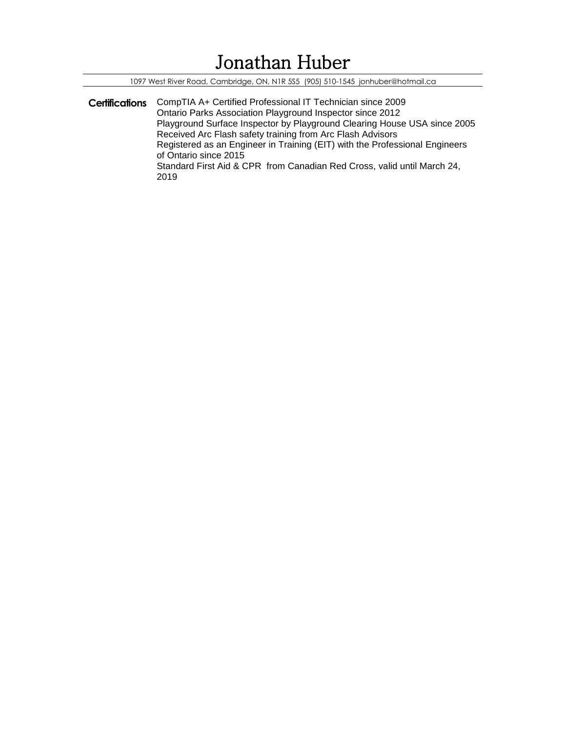# Jonathan Huber

1097 West River Road, Cambridge, ON, N1R 5S5  (905) 510-1545  jonhuber@hotmail.ca

**Certifications**

CompTIA A+ Certified Professional IT Technician since 2009
Ontario Parks Association Playground Inspector since 2012
Playground Surface Inspector by Playground Clearing House USA since 2005
Received Arc Flash safety training from Arc Flash Advisors
Registered as an Engineer in Training (EIT) with the Professional Engineers of Ontario since 2015
Standard First Aid & CPR  from Canadian Red Cross, valid until March 24, 2019